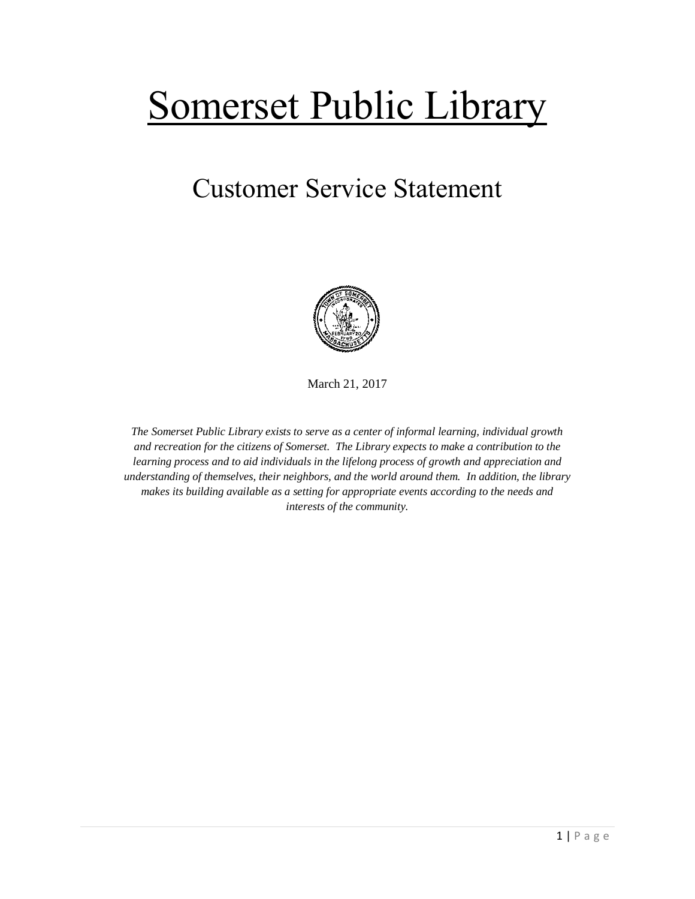# Somerset Public Library

## Customer Service Statement

March 21, 2017

*The Somerset Public Library exists to serve as a center of informal learning, individual growth and recreation for the citizens of Somerset. The Library expects to make a contribution to the learning process and to aid individuals in the lifelong process of growth and appreciation and understanding of themselves, their neighbors, and the world around them. In addition, the library makes its building available as a setting for appropriate events according to the needs and interests of the community.*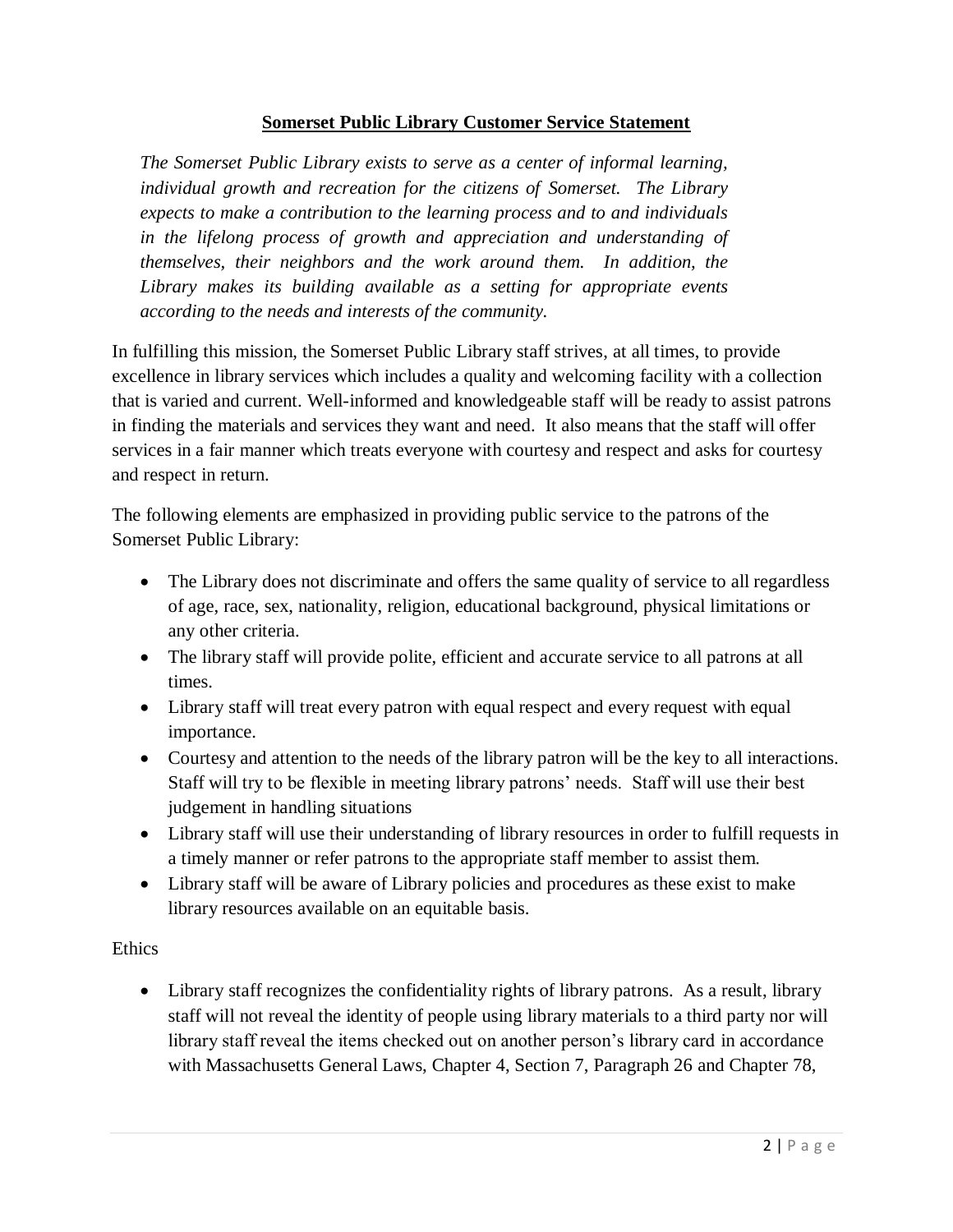**Somerset Public Library Customer Service Statement**

*The Somerset Public Library exists to serve as a center of informal learning, individual growth and recreation for the citizens of Somerset. The Library expects to make a contribution to the learning process and to and individuals in the lifelong process of growth and appreciation and understanding of themselves, their neighbors and the work around them. In addition, the Library makes its building available as a setting for appropriate events according to the needs and interests of the community.*

In fulfilling this mission, the Somerset Public Library staff strives, at all times, to provide excellence in library services which includes a quality and welcoming facility with a collection that is varied and current. Well-informed and knowledgeable staff will be ready to assist patrons in finding the materials and services they want and need. It also means that the staff will offer services in a fair manner which treats everyone with courtesy and respect and asks for courtesy and respect in return.

The following elements are emphasized in providing public service to the patrons of the Somerset Public Library:

- The Library does not discriminate and offers the same quality of service to all regardless of age, race, sex, nationality, religion, educational background, physical limitations or any other criteria.
- The library staff will provide polite, efficient and accurate service to all patrons at all times.
- Library staff will treat every patron with equal respect and every request with equal importance.
- Courtesy and attention to the needs of the library patron will be the key to all interactions. Staff will try to be flexible in meeting library patrons' needs. Staff will use their best judgement in handling situations
- Library staff will use their understanding of library resources in order to fulfill requests in a timely manner or refer patrons to the appropriate staff member to assist them.
- Library staff will be aware of Library policies and procedures as these exist to make library resources available on an equitable basis.

Ethics

- Library staff recognizes the confidentiality rights of library patrons. As a result, library staff will not reveal the identity of people using library materials to a third party nor will library staff reveal the items checked out on another person's library card in accordance with Massachusetts General Laws, Chapter 4, Section 7, Paragraph 26 and Chapter 78,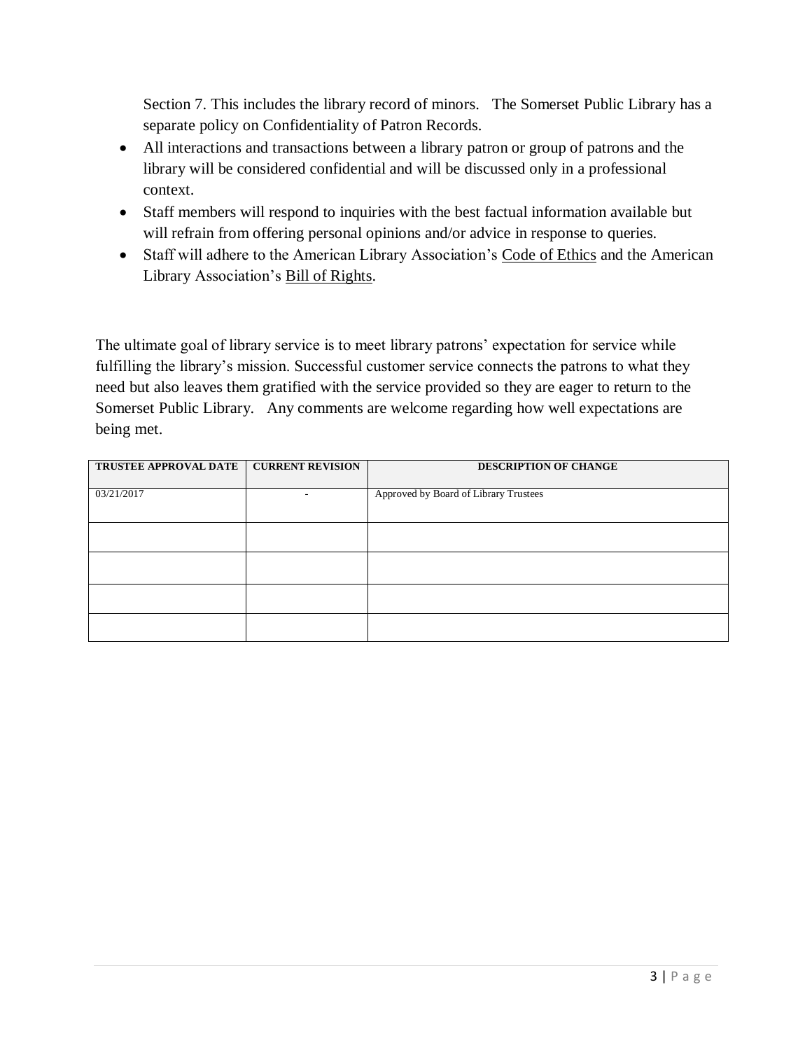Section 7. This includes the library record of minors. The Somerset Public Library has a separate policy on Confidentiality of Patron Records.

- All interactions and transactions between a library patron or group of patrons and the library will be considered confidential and will be discussed only in a professional context.
- Staff members will respond to inquiries with the best factual information available but will refrain from offering personal opinions and/or advice in response to queries.
- Staff will adhere to the American Library Association's Code of Ethics and the American Library Association's Bill of Rights.

The ultimate goal of library service is to meet library patrons' expectation for service while fulfilling the library's mission. Successful customer service connects the patrons to what they need but also leaves them gratified with the service provided so they are eager to return to the Somerset Public Library. Any comments are welcome regarding how well expectations are being met.

| TRUSTEE APPROVAL DATE | CURRENT REVISION | DESCRIPTION OF CHANGE |
|---|---|---|
| 03/21/2017 | - | Approved by Board of Library Trustees |
| | | |
| | | |
| | | |
| | | |